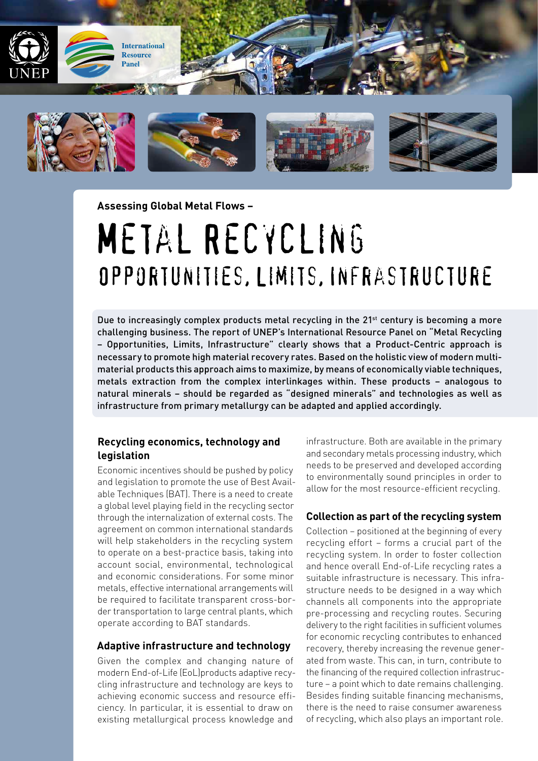UNEP

International Resource Panel

Assessing Global Metal Flows –

# METAL RECYCLING

## OPPORTUNITIES, LIMITS, INFRASTRUCTURE

**Due to increasingly complex products metal recycling in the 21st century is becoming a more challenging business. The report of UNEP's International Resource Panel on "Metal Recycling – Opportunities, Limits, Infrastructure" clearly shows that a Product-Centric approach is necessary to promote high material recovery rates. Based on the holistic view of modern multi-material products this approach aims to maximize, by means of economically viable techniques, metals extraction from the complex interlinkages within. These products – analogous to natural minerals – should be regarded as "designed minerals" and technologies as well as infrastructure from primary metallurgy can be adapted and applied accordingly.**

### Recycling economics, technology and legislation

Economic incentives should be pushed by policy and legislation to promote the use of Best Available Techniques (BAT). There is a need to create a global level playing field in the recycling sector through the internalization of external costs. The agreement on common international standards will help stakeholders in the recycling system to operate on a best-practice basis, taking into account social, environmental, technological and economic considerations. For some minor metals, effective international arrangements will be required to facilitate transparent cross-border transportation to large central plants, which operate according to BAT standards.

### Adaptive infrastructure and technology

Given the complex and changing nature of modern End-of-Life (EoL)products adaptive recycling infrastructure and technology are keys to achieving economic success and resource efficiency. In particular, it is essential to draw on existing metallurgical process knowledge and infrastructure. Both are available in the primary and secondary metals processing industry, which needs to be preserved and developed according to environmentally sound principles in order to allow for the most resource-efficient recycling.

### Collection as part of the recycling system

Collection – positioned at the beginning of every recycling effort – forms a crucial part of the recycling system. In order to foster collection and hence overall End-of-Life recycling rates a suitable infrastructure is necessary. This infrastructure needs to be designed in a way which channels all components into the appropriate pre-processing and recycling routes. Securing delivery to the right facilities in sufficient volumes for economic recycling contributes to enhanced recovery, thereby increasing the revenue generated from waste. This can, in turn, contribute to the financing of the required collection infrastructure – a point which to date remains challenging. Besides finding suitable financing mechanisms, there is the need to raise consumer awareness of recycling, which also plays an important role.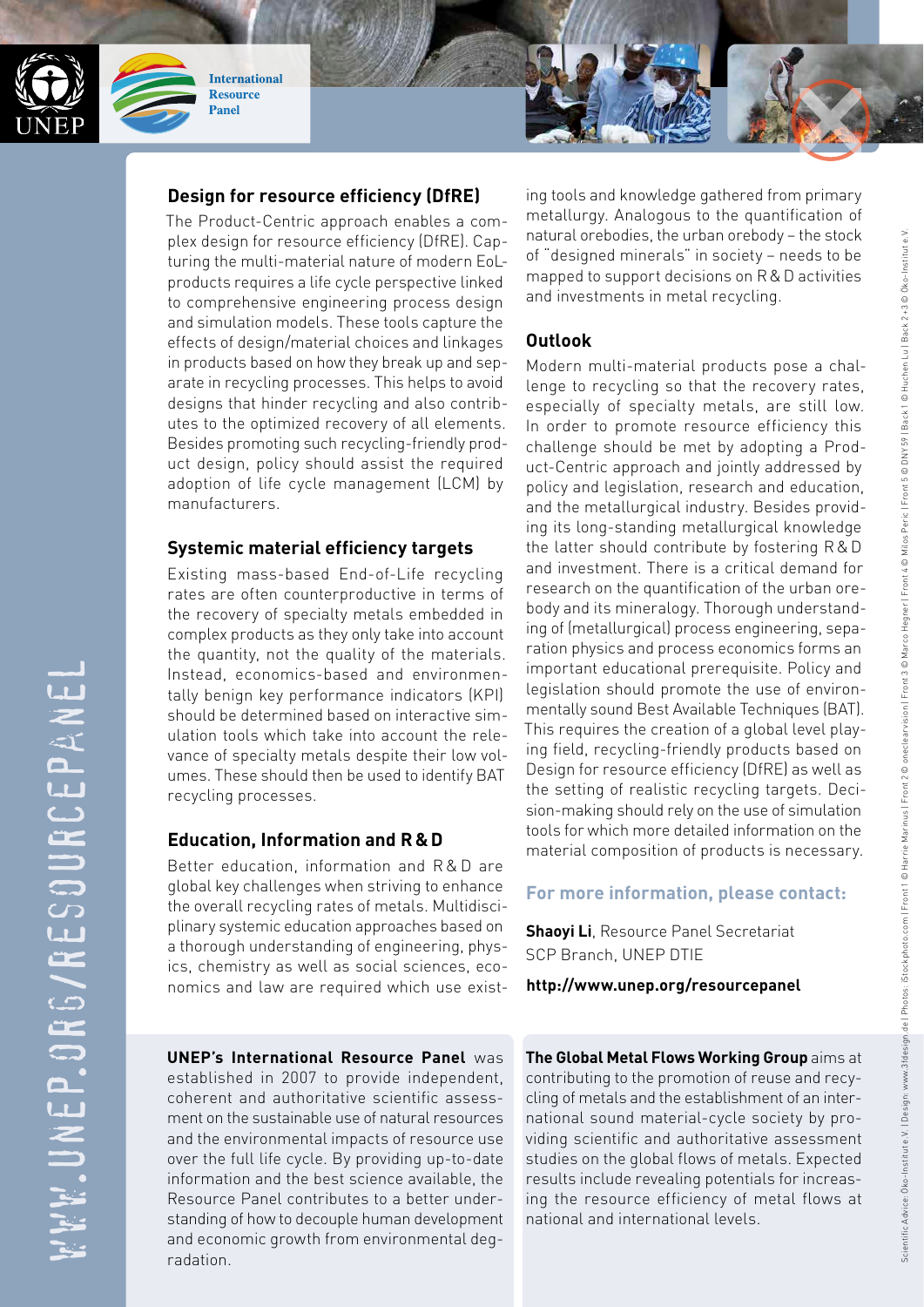## Design for resource efficiency (DfRE)

The Product-Centric approach enables a complex design for resource efficiency (DfRE). Capturing the multi-material nature of modern EoL-products requires a life cycle perspective linked to comprehensive engineering process design and simulation models. These tools capture the effects of design/material choices and linkages in products based on how they break up and separate in recycling processes. This helps to avoid designs that hinder recycling and also contributes to the optimized recovery of all elements. Besides promoting such recycling-friendly product design, policy should assist the required adoption of life cycle management (LCM) by manufacturers.

## Systemic material efficiency targets

Existing mass-based End-of-Life recycling rates are often counterproductive in terms of the recovery of specialty metals embedded in complex products as they only take into account the quantity, not the quality of the materials. Instead, economics-based and environmentally benign key performance indicators (KPI) should be determined based on interactive simulation tools which take into account the relevance of specialty metals despite their low volumes. These should then be used to identify BAT recycling processes.

## Education, Information and R & D

Better education, information and R & D are global key challenges when striving to enhance the overall recycling rates of metals. Multidisciplinary systemic education approaches based on a thorough understanding of engineering, physics, chemistry as well as social sciences, economics and law are required which use existing tools and knowledge gathered from primary metallurgy. Analogous to the quantification of natural orebodies, the urban orebody – the stock of "designed minerals" in society – needs to be mapped to support decisions on R & D activities and investments in metal recycling.

## Outlook

Modern multi-material products pose a challenge to recycling so that the recovery rates, especially of specialty metals, are still low. In order to promote resource efficiency this challenge should be met by adopting a Product-Centric approach and jointly addressed by policy and legislation, research and education, and the metallurgical industry. Besides providing its long-standing metallurgical knowledge the latter should contribute by fostering R & D and investment. There is a critical demand for research on the quantification of the urban orebody and its mineralogy. Thorough understanding of (metallurgical) process engineering, separation physics and process economics forms an important educational prerequisite. Policy and legislation should promote the use of environmentally sound Best Available Techniques (BAT). This requires the creation of a global level playing field, recycling-friendly products based on Design for resource efficiency (DfRE) as well as the setting of realistic recycling targets. Decision-making should rely on the use of simulation tools for which more detailed information on the material composition of products is necessary.

### For more information, please contact:

**Shaoyi Li**, Resource Panel Secretariat
SCP Branch, UNEP DTIE

**http://www.unep.org/resourcepanel**

**UNEP's International Resource Panel** was established in 2007 to provide independent, coherent and authoritative scientific assessment on the sustainable use of natural resources and the environmental impacts of resource use over the full life cycle. By providing up-to-date information and the best science available, the Resource Panel contributes to a better understanding of how to decouple human development and economic growth from environmental degradation.

**The Global Metal Flows Working Group** aims at contributing to the promotion of reuse and recycling of metals and the establishment of an international sound material-cycle society by providing scientific and authoritative assessment studies on the global flows of metals. Expected results include revealing potentials for increasing the resource efficiency of metal flows at national and international levels.

WWW.UNEP.ORG/RESOURCEPANEL

Scientific Advice: Öko-Institut e.V. | Design: www.3f-design.de | Photos: iStockphoto.com | Front 1 © Harrie Marinus | Front 2 © oneclearvision | Front 3 © Marco Hegner | Front 4 © Milos Peric | Front 5 © DNY59 | Back 1 © Huchen Lu | Back 2+3 © Öko-Institut e.V.